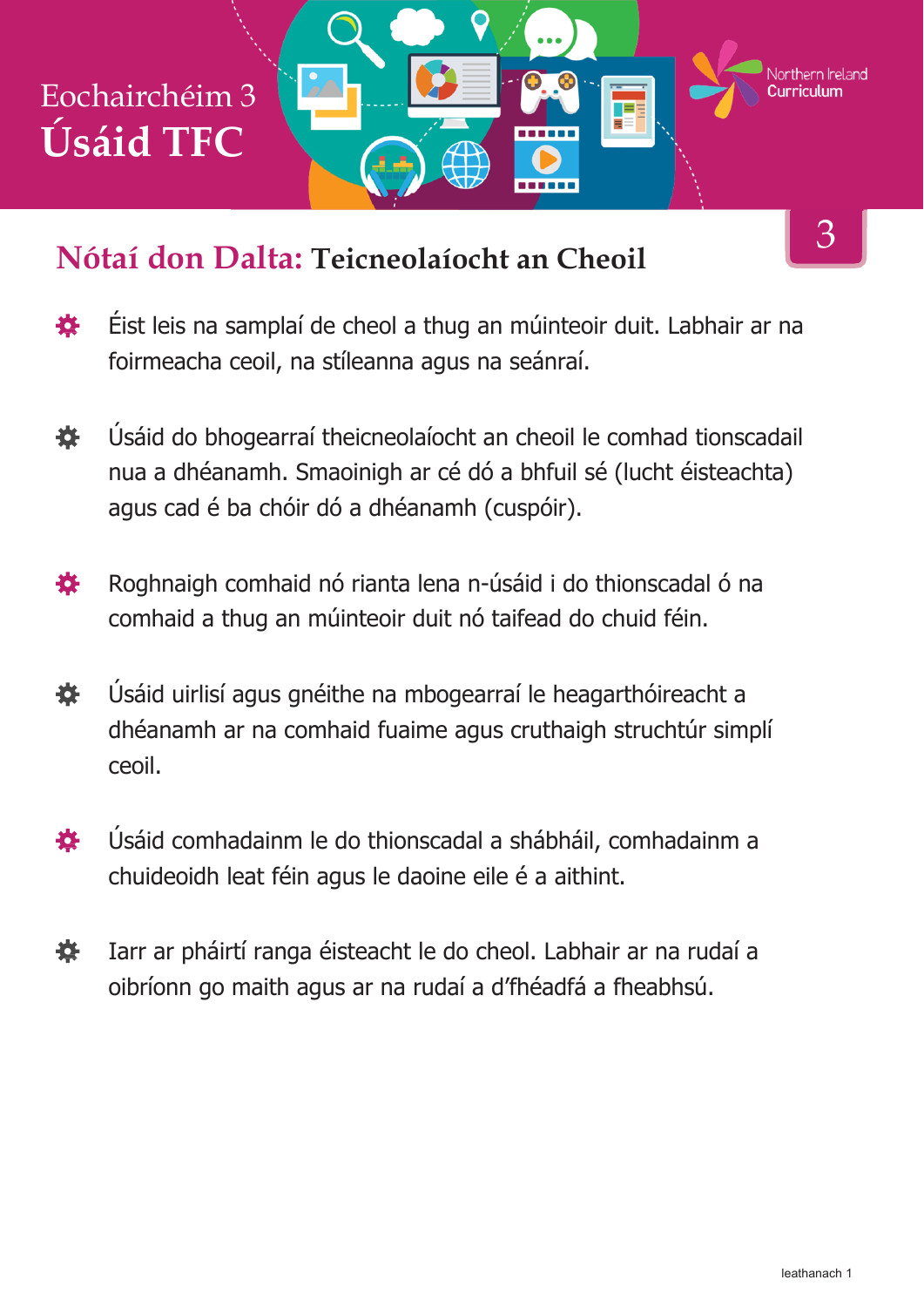# Eochairchéim 3
# Úsáid TFC

Northern Ireland Curriculum

3

## Nótaí don Dalta: Teicneolaíocht an Cheoil

- Éist leis na samplaí de cheol a thug an múinteoir duit. Labhair ar na foirmeacha ceoil, na stíleanna agus na seánraí.
- Úsáid do bhogearraí theicneolaíocht an cheoil le comhad tionscadail nua a dhéanamh. Smaoinigh ar cé dó a bhfuil sé (lucht éisteachta) agus cad é ba chóir dó a dhéanamh (cuspóir).
- Roghnaigh comhaid nó rianta lena n-úsáid i do thionscadal ó na comhaid a thug an múinteoir duit nó taifead do chuid féin.
- Úsáid uirlisí agus gnéithe na mbogearraí le heagarthóireacht a dhéanamh ar na comhaid fuaime agus cruthaigh struchtúr simplí ceoil.
- Úsáid comhadainm le do thionscadal a shábháil, comhadainm a chuideoidh leat féin agus le daoine eile é a aithint.
- Iarr ar pháirtí ranga éisteacht le do cheol. Labhair ar na rudaí a oibríonn go maith agus ar na rudaí a d'fhéadfá a fheabhsú.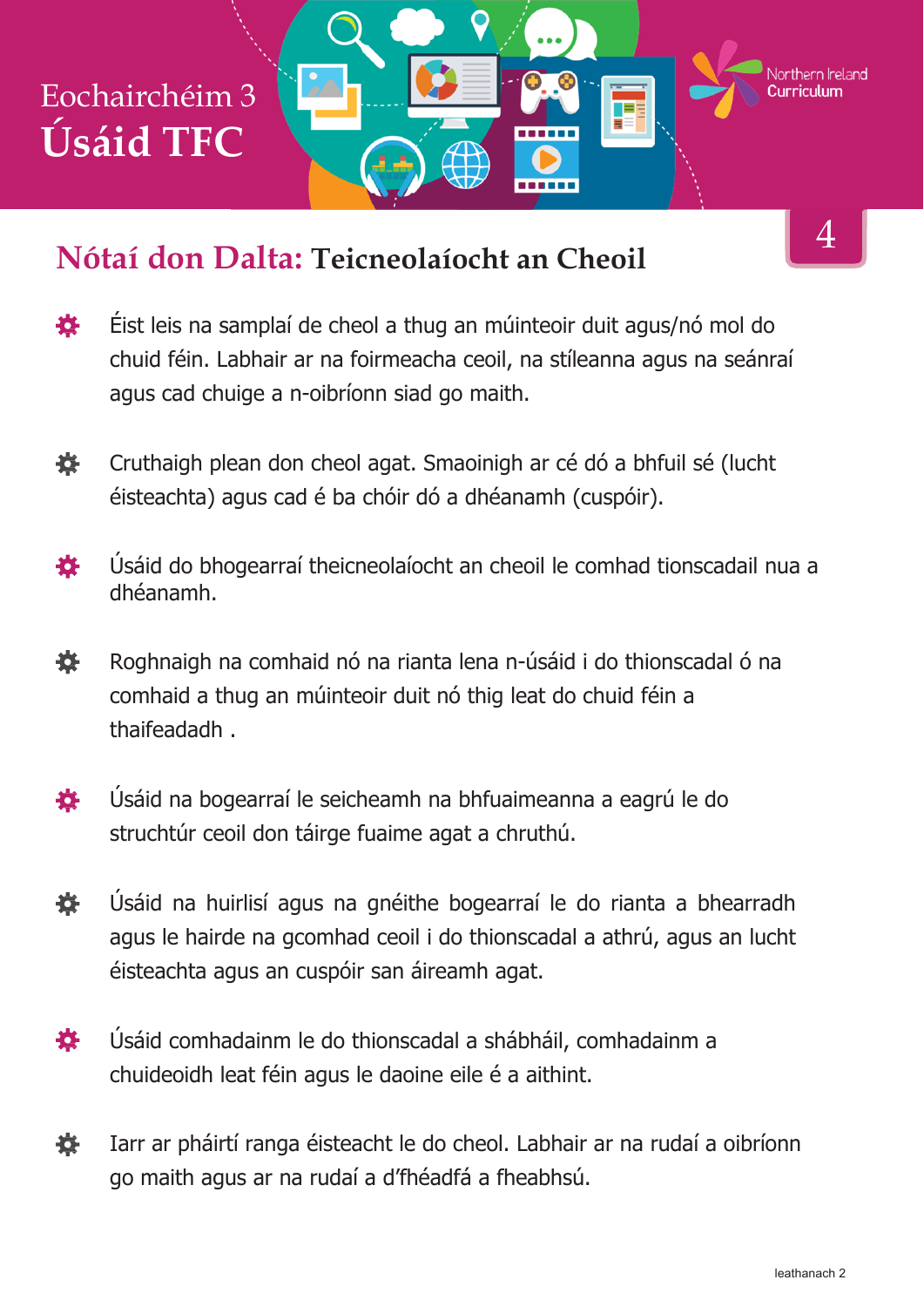Eochairchéim 3

# Úsáid TFC

Northern Ireland Curriculum

4

## Nótaí don Dalta: Teicneolaíocht an Cheoil

- Éist leis na samplaí de cheol a thug an múinteoir duit agus/nó mol do chuid féin. Labhair ar na foirmeacha ceoil, na stíleanna agus na seánraí agus cad chuige a n-oibríonn siad go maith.

- Cruthaigh plean don cheol agat. Smaoinigh ar cé dó a bhfuil sé (lucht éisteachta) agus cad é ba chóir dó a dhéanamh (cuspóir).

- Úsáid do bhogearraí theicneolaíocht an cheoil le comhad tionscadail nua a dhéanamh.

- Roghnaigh na comhaid nó na rianta lena n-úsáid i do thionscadal ó na comhaid a thug an múinteoir duit nó thig leat do chuid féin a thaifeadadh .

- Úsáid na bogearraí le seicheamh na bhfuaimeanna a eagrú le do struchtúr ceoil don táirge fuaime agat a chruthú.

- Úsáid na huirlisí agus na gnéithe bogearraí le do rianta a bhearradh agus le hairde na gcomhad ceoil i do thionscadal a athrú, agus an lucht éisteachta agus an cuspóir san áireamh agat.

- Úsáid comhadainm le do thionscadal a shábháil, comhadainm a chuideoidh leat féin agus le daoine eile é a aithint.

- Iarr ar pháirtí ranga éisteacht le do cheol. Labhair ar na rudaí a oibríonn go maith agus ar na rudaí a d'fhéadfá a fheabhsú.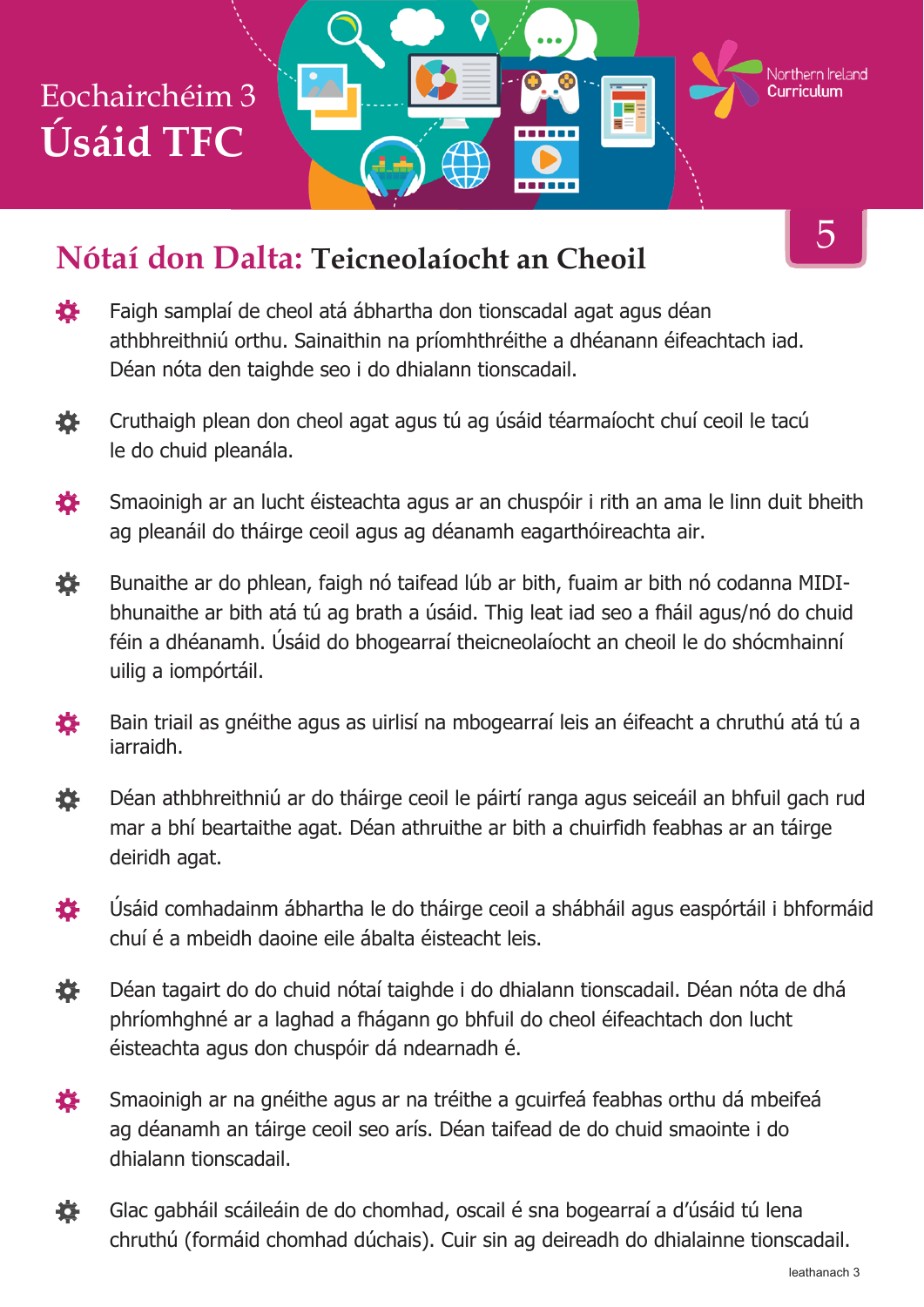Eochairchéim 3
# Úsáid TFC

Northern Ireland Curriculum

5

## Nótaí don Dalta: Teicneolaíocht an Cheoil

- Faigh samplaí de cheol atá ábhartha don tionscadal agat agus déan athbhreithniú orthu. Sainaithin na príomhthréithe a dhéanann éifeachtach iad. Déan nóta den taighde seo i do dhialann tionscadail.
- Cruthaigh plean don cheol agat agus tú ag úsáid téarmaíocht chuí ceoil le tacú le do chuid pleanála.
- Smaoinigh ar an lucht éisteachta agus ar an chuspóir i rith an ama le linn duit bheith ag pleanáil do tháirge ceoil agus ag déanamh eagarthóireachta air.
- Bunaithe ar do phlean, faigh nó taifead lúb ar bith, fuaim ar bith nó codanna MIDI-bhunaithe ar bith atá tú ag brath a úsáid. Thig leat iad seo a fháil agus/nó do chuid féin a dhéanamh. Úsáid do bhogearraí theicneolaíocht an cheoil le do shócmhainní uilig a iompórtáil.
- Bain triail as gnéithe agus as uirlisí na mbogearraí leis an éifeacht a chruthú atá tú a iarraidh.
- Déan athbhreithniú ar do tháirge ceoil le páirtí ranga agus seiceáil an bhfuil gach rud mar a bhí beartaithe agat. Déan athruithe ar bith a chuirfidh feabhas ar an táirge deiridh agat.
- Úsáid comhadainm ábhartha le do tháirge ceoil a shábháil agus easpórtáil i bhformáid chuí é a mbeidh daoine eile ábalta éisteacht leis.
- Déan tagairt do do chuid nótaí taighde i do dhialann tionscadail. Déan nóta de dhá phríomhghné ar a laghad a fhágann go bhfuil do cheol éifeachtach don lucht éisteachta agus don chuspóir dá ndearnadh é.
- Smaoinigh ar na gnéithe agus ar na tréithe a gcuirfeá feabhas orthu dá mbeifeá ag déanamh an táirge ceoil seo arís. Déan taifead de do chuid smaointe i do dhialann tionscadail.
- Glac gabháil scáileáin de do chomhad, oscail é sna bogearraí a d'úsáid tú lena chruthú (formáid chomhad dúchais). Cuir sin ag deireadh do dhialainne tionscadail.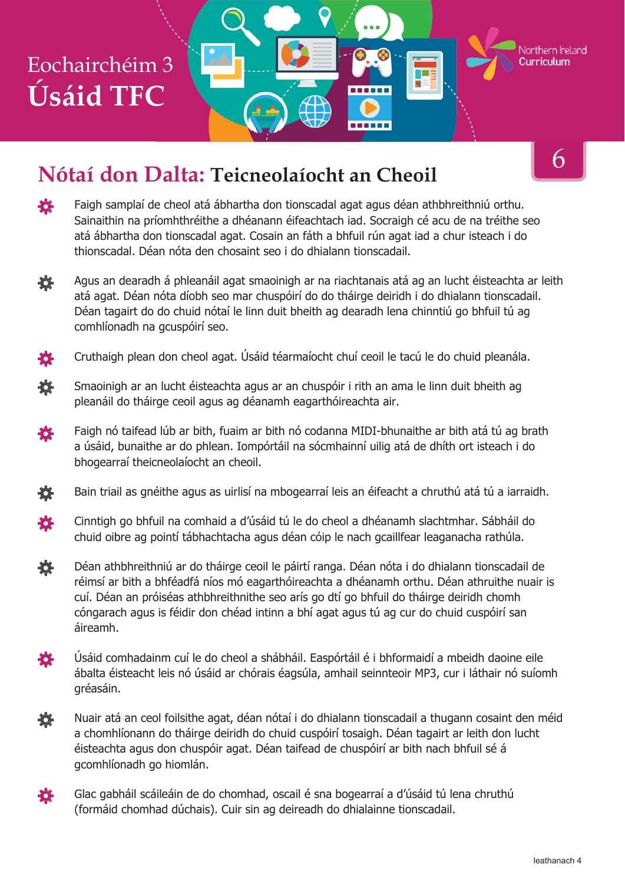# Eochairchéim 3
# Úsáid TFC

## Nótaí don Dalta: Teicneolaíocht an Cheoil

- Faigh samplaí de cheol atá ábhartha don tionscadal agat agus déan athbhreithniú orthu. Sainaithin na príomhthréithe a dhéanann éifeachtach iad. Socraigh cé acu de na tréithe seo atá ábhartha don tionscadal agat. Cosain an fáth a bhfuil rún agat iad a chur isteach i do thionscadal. Déan nóta den chosaint seo i do dhialann tionscadail.
- Agus an dearadh á phleanáil agat smaoinigh ar na riachtanais atá ag an lucht éisteachta ar leith atá agat. Déan nóta díobh seo mar chuspóirí do do tháirge deiridh i do dhialann tionscadail. Déan tagairt do do chuid nótaí le linn duit bheith ag dearadh lena chinntiú go bhfuil tú ag comhlíonadh na gcuspóirí seo.
- Cruthaigh plean don cheol agat. Úsáid téarmaíocht chuí ceoil le tacú le do chuid pleanála.
- Smaoinigh ar an lucht éisteachta agus ar an chuspóir i rith an ama le linn duit bheith ag pleanáil do tháirge ceoil agus ag déanamh eagarthóireachta air.
- Faigh nó taifead lúb ar bith, fuaim ar bith nó codanna MIDI-bhunaithe ar bith atá tú ag brath a úsáid, bunaithe ar do phlean. Iompórtáil na sócmhainní uilig atá de dhíth ort isteach i do bhogearraí theicneolaíocht an cheoil.
- Bain triail as gnéithe agus as uirlisí na mbogearraí leis an éifeacht a chruthú atá tú a iarraidh.
- Cinntigh go bhfuil na comhaid a d'úsáid tú le do cheol a dhéanamh slachtmhar. Sábháil do chuid oibre ag pointí tábhachtacha agus déan cóip le nach gcaillfear leaganacha rathúla.
- Déan athbhreithniú ar do tháirge ceoil le páirtí ranga. Déan nóta i do dhialann tionscadail de réimsí ar bith a bhféadfá níos mó eagarthóireachta a dhéanamh orthu. Déan athruithe nuair is cuí. Déan an próiséas athbhreithnithe seo arís go dtí go bhfuil do tháirge deiridh chomh cóngarach agus is féidir don chéad intinn a bhí agat agus tú ag cur do chuid cuspóirí san áireamh.
- Úsáid comhadainm cuí le do cheol a shábháil. Easpórtáil é i bhformaidí a mbeidh daoine eile ábalta éisteacht leis nó úsáid ar chórais éagsúla, amhail seinnteoir MP3, cur i láthair nó suíomh gréasáin.
- Nuair atá an ceol foilsithe agat, déan nótaí i do dhialann tionscadail a thugann cosaint den méid a chomhlíonann do tháirge deiridh do chuid cuspóirí tosaigh. Déan tagairt ar leith don lucht éisteachta agus don chuspóir agat. Déan taifead de chuspóirí ar bith nach bhfuil sé á gcomhlíonadh go hiomlán.
- Glac gabháil scáileáin de do chomhad, oscail é sna bogearraí a d'úsáid tú lena chruthú (formáid chomhad dúchais). Cuir sin ag deireadh do dhialainne tionscadail.